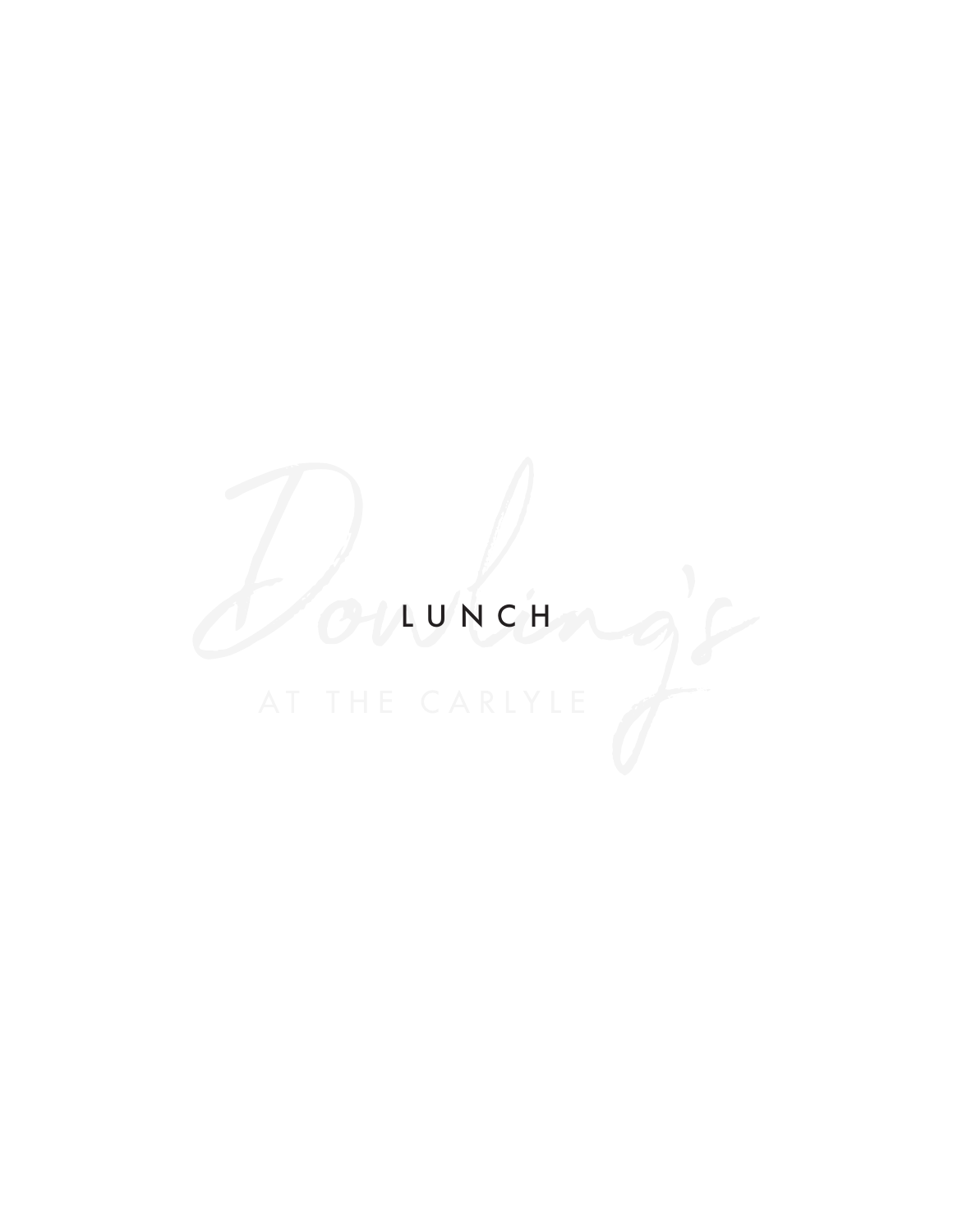# LUNCH

Dowling's

AT THE CARLYLE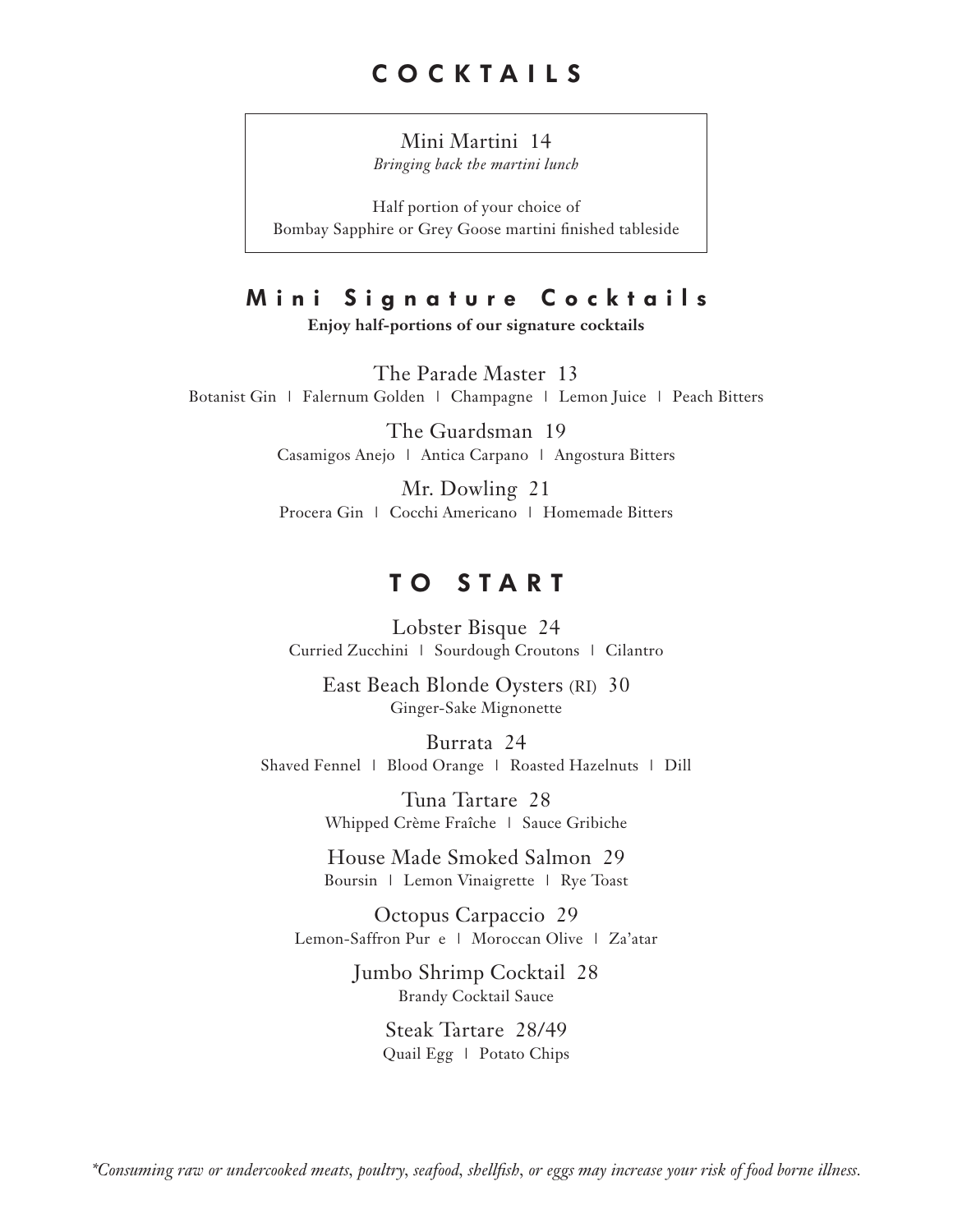# COCKTAILS

Mini Martini 14
*Bringing back the martini lunch*

Half portion of your choice of
Bombay Sapphire or Grey Goose martini finished tableside

## Mini Signature Cocktails

**Enjoy half-portions of our signature cocktails**

The Parade Master 13
Botanist Gin | Falernum Golden | Champagne | Lemon Juice | Peach Bitters

The Guardsman 19
Casamigos Anejo | Antica Carpano | Angostura Bitters

Mr. Dowling 21
Procera Gin | Cocchi Americano | Homemade Bitters

# TO START

Lobster Bisque 24
Curried Zucchini | Sourdough Croutons | Cilantro

East Beach Blonde Oysters (RI) 30
Ginger-Sake Mignonette

Burrata 24
Shaved Fennel | Blood Orange | Roasted Hazelnuts | Dill

Tuna Tartare 28
Whipped Crème Fraîche | Sauce Gribiche

House Made Smoked Salmon 29
Boursin | Lemon Vinaigrette | Rye Toast

Octopus Carpaccio 29
Lemon-Saffron Pur e | Moroccan Olive | Za'atar

Jumbo Shrimp Cocktail 28
Brandy Cocktail Sauce

Steak Tartare 28/49
Quail Egg | Potato Chips

*\*Consuming raw or undercooked meats, poultry, seafood, shellfish, or eggs may increase your risk of food borne illness.*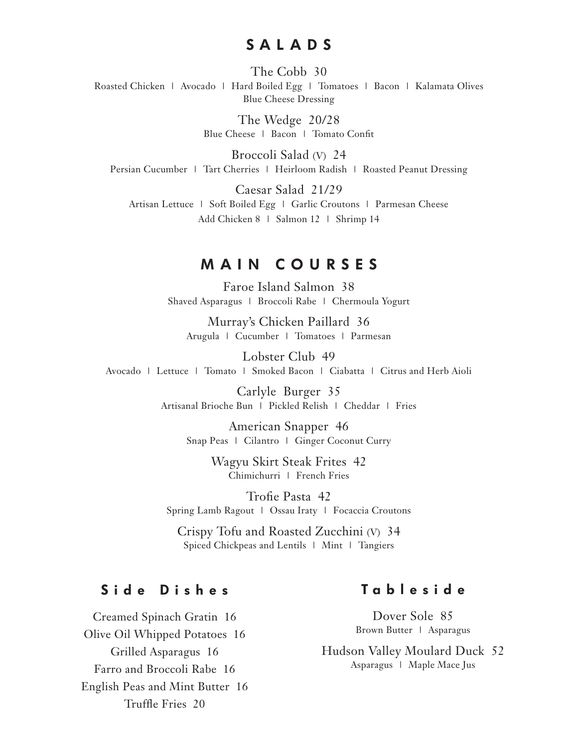# SALADS

The Cobb 30
Roasted Chicken | Avocado | Hard Boiled Egg | Tomatoes | Bacon | Kalamata Olives
Blue Cheese Dressing

The Wedge 20/28
Blue Cheese | Bacon | Tomato Confit

Broccoli Salad (V) 24
Persian Cucumber | Tart Cherries | Heirloom Radish | Roasted Peanut Dressing

Caesar Salad 21/29
Artisan Lettuce | Soft Boiled Egg | Garlic Croutons | Parmesan Cheese
Add Chicken 8 | Salmon 12 | Shrimp 14

# MAIN COURSES

Faroe Island Salmon 38
Shaved Asparagus | Broccoli Rabe | Chermoula Yogurt

Murray's Chicken Paillard 36
Arugula | Cucumber | Tomatoes | Parmesan

Lobster Club 49
Avocado | Lettuce | Tomato | Smoked Bacon | Ciabatta | Citrus and Herb Aioli

Carlyle Burger 35
Artisanal Brioche Bun | Pickled Relish | Cheddar | Fries

American Snapper 46
Snap Peas | Cilantro | Ginger Coconut Curry

Wagyu Skirt Steak Frites 42
Chimichurri | French Fries

Trofie Pasta 42
Spring Lamb Ragout | Ossau Iraty | Focaccia Croutons

Crispy Tofu and Roasted Zucchini (V) 34
Spiced Chickpeas and Lentils | Mint | Tangiers

## Side Dishes

Creamed Spinach Gratin 16
Olive Oil Whipped Potatoes 16
Grilled Asparagus 16
Farro and Broccoli Rabe 16
English Peas and Mint Butter 16
Truffle Fries 20

## Tableside

Dover Sole 85
Brown Butter | Asparagus

Hudson Valley Moulard Duck 52
Asparagus | Maple Mace Jus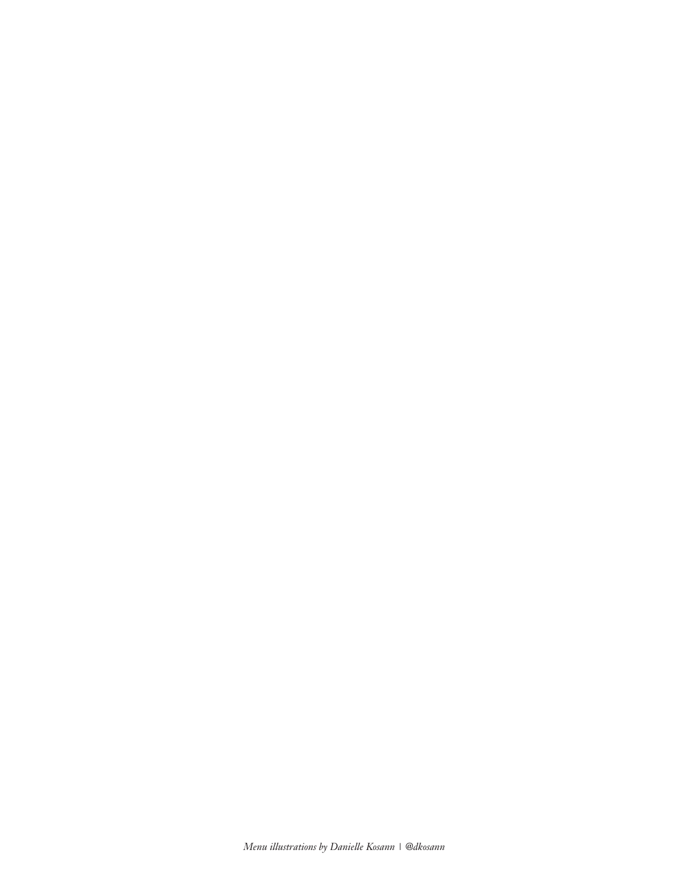*Menu illustrations by Danielle Kosann | @dkosann*